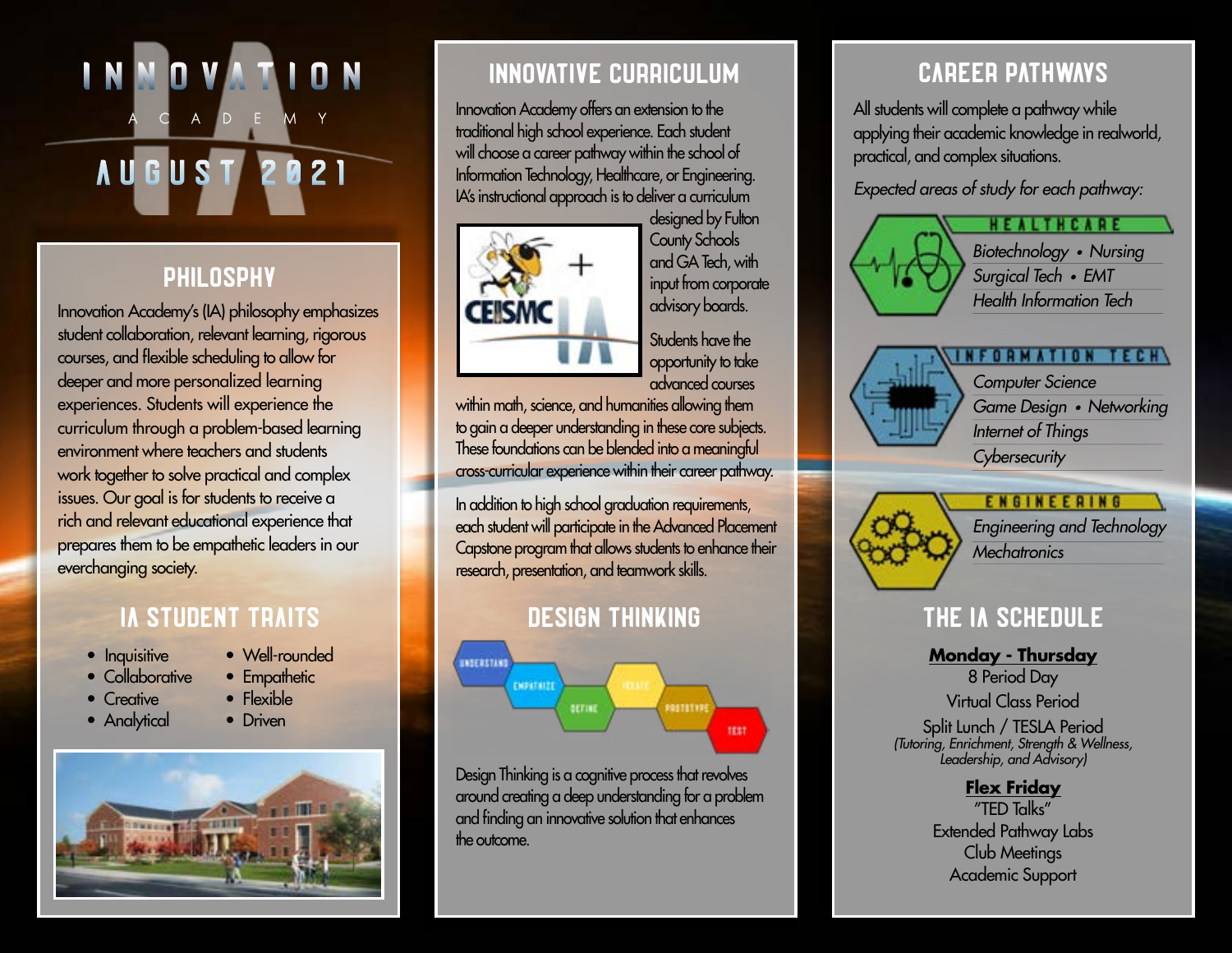# INNOVATION ACADEMY

## AUGUST 2021

## PHILOSPHY

Innovation Academy's (IA) philosophy emphasizes student collaboration, relevant learning, rigorous courses, and flexible scheduling to allow for deeper and more personalized learning experiences. Students will experience the curriculum through a problem-based learning environment where teachers and students work together to solve practical and complex issues. Our goal is for students to receive a rich and relevant educational experience that prepares them to be empathetic leaders in our everchanging society.

## IA STUDENT TRAITS

- Inquisitive
- Collaborative
- Creative
- Analytical
- Well-rounded
- Empathetic
- Flexible
- Driven

## INNOVATIVE CURRICULUM

Innovation Academy offers an extension to the traditional high school experience. Each student will choose a career pathway within the school of Information Technology, Healthcare, or Engineering. IA's instructional approach is to deliver a curriculum designed by Fulton County Schools and GA Tech, with input from corporate advisory boards.

Students have the opportunity to take advanced courses within math, science, and humanities allowing them to gain a deeper understanding in these core subjects. These foundations can be blended into a meaningful cross-curricular experience within their career pathway.

In addition to high school graduation requirements, each student will participate in the Advanced Placement Capstone program that allows students to enhance their research, presentation, and teamwork skills.

## DESIGN THINKING

UNDERSTAND → EMPATHIZE → DEFINE → IDEATE → PROTOTYPE → TEST

Design Thinking is a cognitive process that revolves around creating a deep understanding for a problem and finding an innovative solution that enhances the outcome.

## CAREER PATHWAYS

All students will complete a pathway while applying their academic knowledge in realworld, practical, and complex situations.

*Expected areas of study for each pathway:*

**HEALTHCARE**

*Biotechnology • Nursing*
*Surgical Tech • EMT*
*Health Information Tech*

**INFORMATION TECH**

*Computer Science*
*Game Design • Networking*
*Internet of Things*
*Cybersecurity*

**ENGINEERING**

*Engineering and Technology*
*Mechatronics*

## THE IA SCHEDULE

**Monday - Thursday**

8 Period Day
Virtual Class Period
Split Lunch / TESLA Period
*(Tutoring, Enrichment, Strength & Wellness, Leadership, and Advisory)*

**Flex Friday**

"TED Talks"
Extended Pathway Labs
Club Meetings
Academic Support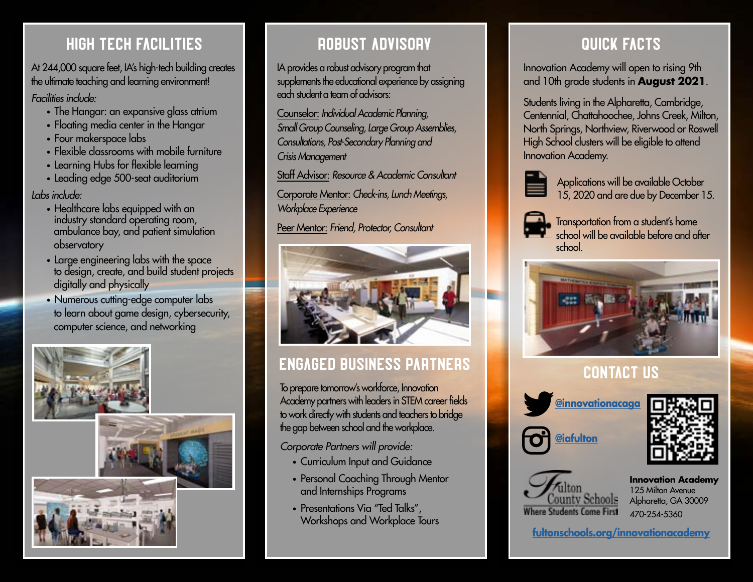## HIGH TECH FACILITIES

At 244,000 square feet, IA's high-tech building creates the ultimate teaching and learning environment!

*Facilities include:*

- The Hangar: an expansive glass atrium
- Floating media center in the Hangar
- Four makerspace labs
- Flexible classrooms with mobile furniture
- Learning Hubs for flexible learning
- Leading edge 500-seat auditorium

*Labs include:*

- Healthcare labs equipped with an industry standard operating room, ambulance bay, and patient simulation observatory
- Large engineering labs with the space to design, create, and build student projects digitally and physically
- Numerous cutting-edge computer labs to learn about game design, cybersecurity, computer science, and networking

## ROBUST ADVISORY

IA provides a robust advisory program that supplements the educational experience by assigning each student a team of advisors:

Counselor: *Individual Academic Planning, Small Group Counseling, Large Group Assemblies, Consultations, Post-Secondary Planning and Crisis Management*

Staff Advisor: *Resource & Academic Consultant*

Corporate Mentor: *Check-ins, Lunch Meetings, Workplace Experience*

Peer Mentor: *Friend, Protector, Consultant*

## ENGAGED BUSINESS PARTNERS

To prepare tomorrow's workforce, Innovation Academy partners with leaders in STEM career fields to work directly with students and teachers to bridge the gap between school and the workplace.

*Corporate Partners will provide:*

- Curriculum Input and Guidance
- Personal Coaching Through Mentor and Internships Programs
- Presentations Via "Ted Talks", Workshops and Workplace Tours

## QUICK FACTS

Innovation Academy will open to rising 9th and 10th grade students in **August 2021**.

Students living in the Alpharetta, Cambridge, Centennial, Chattahoochee, Johns Creek, Milton, North Springs, Northview, Riverwood or Roswell High School clusters will be eligible to attend Innovation Academy.

Applications will be available October 15, 2020 and are due by December 15.

Transportation from a student's home school will be available before and after school.

## CONTACT US

@innovationacaga

@iafulton

Fulton County Schools
Where Students Come First

**Innovation Academy**
125 Milton Avenue
Alpharetta, GA 30009
470-254-5360

fultonschools.org/innovationacademy